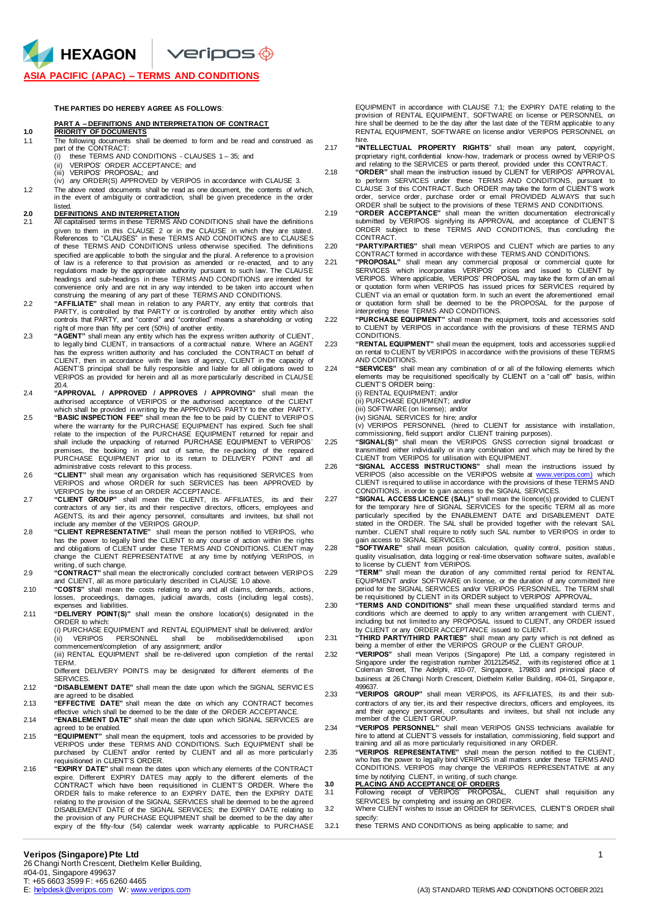## ASIA PACIFIC (APAC) – TERMS AND CONDITIONS

**THE PARTIES DO HEREBY AGREE AS FOLLOWS**:

**PART A – DEFINITIONS AND INTERPRETATION OF CONTRACT**

**1.0 PRIORITY OF DOCUMENTS**

1.1 The following documents shall be deemed to form and be read and construed as part of the CONTRACT:

(i) these TERMS AND CONDITIONS - CLAUSES 1 – 35; and
(ii) VERIPOS' ORDER ACCEPTANCE; and
(iii) VERIPOS' PROPOSAL; and
(iv) any ORDER(S) APPROVED by VERIPOS in accordance with CLAUSE 3.

1.2 The above noted documents shall be read as one document, the contents of which, in the event of ambiguity or contradiction, shall be given precedence in the order listed.

**2.0 DEFINITIONS AND INTERPRETATION**

2.1 All capitalised terms in these TERMS AND CONDITIONS shall have the definitions given to them in this CLAUSE 2 or in the CLAUSE in which they are stated. References to "CLAUSES" in these TERMS AND CONDITIONS are to CLAUSES of these TERMS AND CONDITIONS unless otherwise specified. The definitions specified are applicable to both the singular and the plural. A reference to a provision of law is a reference to that provision as amended or re-enacted, and to any regulations made by the appropriate authority pursuant to such law. The CLAUSE headings and sub-headings in these TERMS AND CONDITIONS are intended for convenience only and are not in any way intended to be taken into account when construing the meaning of any part of these TERMS AND CONDITIONS.

2.2 **"AFFILIATE"** shall mean in relation to any PARTY, any entity that controls that PARTY, is controlled by that PARTY or is controlled by another entity which also controls that PARTY, and "control" and "controlled" means a shareholding or voting right of more than fifty per cent (50%) of another entity.

2.3 **"AGENT"** shall mean any entity which has the express written authority of CLIENT, to legally bind CLIENT, in transactions of a contractual nature. Where an AGENT has the express written authority and has concluded the CONTRACT on behalf of CLIENT, then in accordance with the laws of agency, CLIENT in the capacity of AGENT'S principal shall be fully responsible and liable for all obligations owed to VERIPOS as provided for herein and all as more particularly described in CLAUSE 20.4.

2.4 **"APPROVAL / APPROVED / APPROVES / APPROVING"** shall mean the authorised acceptance of VERIPOS or the authorised acceptance of the CLIENT which shall be provided in writing by the APPROVING PARTY to the other PARTY.

2.5 **"BASIC INSPECTION FEE"** shall mean the fee to be paid by CLIENT to VERIPOS where the warranty for the PURCHASE EQUIPMENT has expired. Such fee shall relate to the inspection of the PURCHASE EQUIPMENT returned for repair and shall include the unpacking of returned PURCHASE EQUIPMENT to VERIPOS' premises, the booking in and out of same, the re-packing of the repaired PURCHASE EQUIPMENT prior to its return to DELIVERY POINT and all administrative costs relevant to this process.

2.6 **"CLIENT"** shall mean any organisation which has requisitioned SERVICES from VERIPOS and whose ORDER for such SERVICES has been APPROVED by VERIPOS by the issue of an ORDER ACCEPTANCE.

2.7 **"CLIENT GROUP"** shall mean the CLIENT, its AFFILIATES, its and their contractors of any tier, its and their respective directors, officers, employees and AGENTS, its and their agency personnel, consultants and invitees, but shall not include any member of the VERIPOS GROUP.

2.8 **"CLIENT REPRESENTATIVE"** shall mean the person notified to VERIPOS, who has the power to legally bind the CLIENT to any course of action within the rights and obligations of CLIENT under these TERMS AND CONDITIONS. CLIENT may change the CLIENT REPRESENTATIVE at any time by notifying VERIPOS, in writing, of such change.

2.9 **"CONTRACT"** shall mean the electronically concluded contract between VERIPOS and CLIENT, all as more particularly described in CLAUSE 1.0 above.

2.10 **"COSTS"** shall mean the costs relating to any and all claims, demands, actions, losses, proceedings, damages, judicial awards, costs (including legal costs), expenses and liabilities.

2.11 **"DELIVERY POINT(S)"** shall mean the onshore location(s) designated in the ORDER to which:

(i) PURCHASE EQUIPMENT and RENTAL EQUIPMENT shall be delivered; and/or
(ii) VERIPOS PERSONNEL shall be mobilised/demobilised upon commencement/completion of any assignment; and/or
(iii) RENTAL EQUIPMENT shall be re-delivered upon completion of the rental TERM.

Different DELIVERY POINTS may be designated for different elements of the SERVICES.

2.12 **"DISABLEMENT DATE"** shall mean the date upon which the SIGNAL SERVICES are agreed to be disabled.

2.13 **"EFFECTIVE DATE"** shall mean the date on which any CONTRACT becomes effective which shall be deemed to be the date of the ORDER ACCEPTANCE.

2.14 **"ENABLEMENT DATE"** shall mean the date upon which SIGNAL SERVICES are agreed to be enabled.

2.15 **"EQUIPMENT"** shall mean the equipment, tools and accessories to be provided by VERIPOS under these TERMS AND CONDITIONS. Such EQUIPMENT shall be purchased by CLIENT and/or rented by CLIENT and all as more particularly requisitioned in CLIENT'S ORDER.

2.16 **"EXPIRY DATE"** shall mean the dates upon which any elements of the CONTRACT expire. Different EXPIRY DATES may apply to the different elements of the CONTRACT which have been requisitioned in CLIENT'S ORDER. Where the ORDER fails to make reference to an EXPIRY DATE, then the EXPIRY DATE relating to the provision of the SIGNAL SERVICES shall be deemed to be the agreed DISABLEMENT DATE of the SIGNAL SERVICES; the EXPIRY DATE relating to the provision of any PURCHASE EQUIPMENT shall be deemed to be the day after expiry of the fifty-four (54) calendar week warranty applicable to PURCHASE EQUIPMENT in accordance with CLAUSE 7.1; the EXPIRY DATE relating to the provision of RENTAL EQUIPMENT, SOFTWARE on license or PERSONNEL on hire shall be deemed to be the day after the last date of the TERM applicable to any RENTAL EQUIPMENT, SOFTWARE on license and/or VERIPOS PERSONNEL on hire.

2.17 **"INTELLECTUAL PROPERTY RIGHTS"** shall mean any patent, copyright, proprietary right, confidential know-how, trademark or process owned by VERIPOS and relating to the SERVICES or parts thereof, provided under this CONTRACT.

2.18 **"ORDER"** shall mean the instruction issued by CLIENT for VERIPOS' APPROVAL to perform SERVICES under these TERMS AND CONDITIONS, pursuant to CLAUSE 3 of this CONTRACT. Such ORDER may take the form of CLIENT'S work order, service order, purchase order or email PROVIDED ALWAYS that such ORDER shall be subject to the provisions of these TERMS AND CONDITIONS.

2.19 **"ORDER ACCEPTANCE"** shall mean the written documentation electronically submitted by VERIPOS signifying its APPROVAL and acceptance of CLIENT'S ORDER subject to these TERMS AND CONDITIONS, thus concluding the CONTRACT.

2.20 **"PARTY/PARTIES"** shall mean VERIPOS and CLIENT which are parties to any CONTRACT formed in accordance with these TERMS AND CONDITIONS.

2.21 **"PROPOSAL"** shall mean any commercial proposal or commercial quote for SERVICES which incorporates VERIPOS' prices and issued to CLIENT by VERIPOS. Where applicable, VERIPOS' PROPOSAL may take the form of an email or quotation form when VERIPOS has issued prices for SERVICES required by CLIENT via an email or quotation form. In such an event the aforementioned email or quotation form shall be deemed to be the PROPOSAL for the purpose of interpreting these TERMS AND CONDITIONS.

2.22 **"PURCHASE EQUIPMENT"** shall mean the equipment, tools and accessories sold to CLIENT by VERIPOS in accordance with the provisions of these TERMS AND CONDITIONS.

2.23 **"RENTAL EQUIPMENT"** shall mean the equipment, tools and accessories supplied on rental to CLIENT by VERIPOS in accordance with the provisions of these TERMS AND CONDITIONS.

2.24 **"SERVICES"** shall mean any combination of or all of the following elements which elements may be requisitioned specifically by CLIENT on a "call off" basis, within CLIENT'S ORDER being:

(i) RENTAL EQUIPMENT; and/or
(ii) PURCHASE EQUIPMENT; and/or
(iii) SOFTWARE (on license); and/or
(iv) SIGNAL SERVICES for hire; and/or
(v) VERIPOS PERSONNEL (hired to CLIENT for assistance with installation, commissioning, field support and/or CLIENT training purposes).

2.25 **"SIGNAL(S)"** shall mean the VERIPOS GNSS correction signal broadcast or transmitted either individually or in any combination and which may be hired by the CLIENT from VERIPOS for utilisation with EQUIPMENT.

2.26 **"SIGNAL ACCESS INSTRUCTIONS"** shall mean the instructions issued by VERIPOS (also accessible on the VERIPOS website at www.veripos.com) which CLIENT is required to utilise in accordance with the provisions of these TERMS AND CONDITIONS, in order to gain access to the SIGNAL SERVICES.

2.27 **"SIGNAL ACCESS LICENCE (SAL)"** shall mean the licence(s) provided to CLIENT for the temporary hire of SIGNAL SERVICES for the specific TERM all as more particularly specified by the ENABLEMENT DATE and DISABLEMENT DATE stated in the ORDER. The SAL shall be provided together with the relevant SAL number. CLIENT shall require to notify such SAL number to VERIPOS in order to gain access to SIGNAL SERVICES.

2.28 **"SOFTWARE"** shall mean position calculation, quality control, position status, quality visualisation, data logging or real-time observation software suites, available to license by CLIENT from VERIPOS.

2.29 **"TERM"** shall mean the duration of any committed rental period for RENTAL EQUIPMENT and/or SOFTWARE on license, or the duration of any committed hire period for the SIGNAL SERVICES and/or VERIPOS PERSONNEL. The TERM shall be requisitioned by CLIENT in its ORDER subject to VERIPOS' APPROVAL.

2.30 **"TERMS AND CONDITIONS"** shall mean these unqualified standard terms and conditions which are deemed to apply to any written arrangement with CLIENT, including but not limited to any PROPOSAL issued to CLIENT, any ORDER issued by CLIENT or any ORDER ACCEPTANCE issued to CLIENT.

2.31 **"THIRD PARTY/THIRD PARTIES"** shall mean any party which is not defined as being a member of either the VERIPOS GROUP or the CLIENT GROUP.

2.32 **"VERIPOS"** shall mean Veripos (Singapore) Pte Ltd, a company registered in Singapore under the registration number 201212545Z, with its registered office at 1 Coleman Street, The Adelphi, #10-07, Singapore, 179803 and principal place of business at 26 Changi North Crescent, Diethelm Keller Building, #04-01, Singapore, 499637.

2.33 **"VERIPOS GROUP"** shall mean VERIPOS, its AFFILIATES, its and their sub-contractors of any tier, its and their respective directors, officers, employees, its and their agency personnel, consultants and invitees, but shall not include any member of the CLIENT GROUP.

2.34 **"VERIPOS PERSONNEL"** shall mean VERIPOS GNSS technicians available for hire to attend at CLIENT'S vessels for installation, commissioning, field support and training and all as more particularly requisitioned in any ORDER.

2.35 **"VERIPOS REPRESENTATIVE"** shall mean the person notified to the CLIENT, who has the power to legally bind VERIPOS in all matters under these TERMS AND CONDITIONS. VERIPOS may change the VERIPOS REPRESENTATIVE at any time by notifying CLIENT, in writing, of such change.

**3.0 PLACING AND ACCEPTANCE OF ORDERS**

3.1 Following receipt of VERIPOS' PROPOSAL, CLIENT shall requisition any SERVICES by completing and issuing an ORDER.

3.2 Where CLIENT wishes to issue an ORDER for SERVICES, CLIENT'S ORDER shall specify:

3.2.1 these TERMS AND CONDITIONS as being applicable to same; and

**Veripos (Singapore) Pte Ltd**
26 Changi North Crescent, Diethelm Keller Building,
#04-01, Singapore 499637
T: +65 6603 3599 F: +65 6260 4465
E: helpdesk@veripos.com W: www.veripos.com

(A3) STANDARD TERMS AND CONDITIONS OCTOBER 2021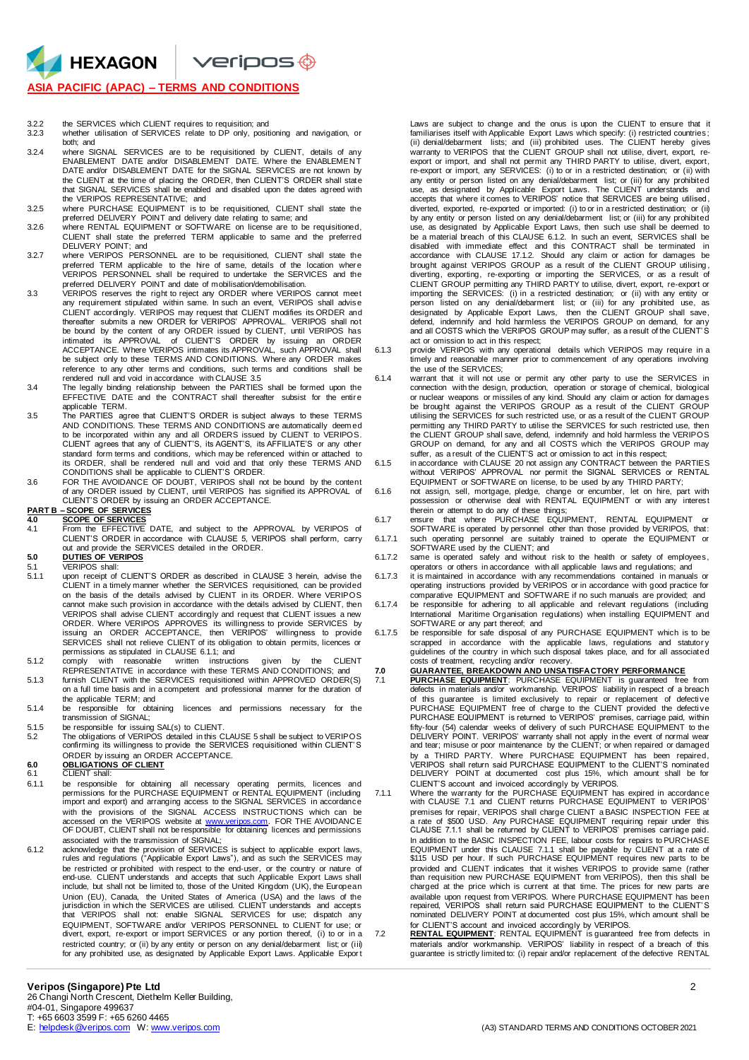3.2.2 the SERVICES which CLIENT requires to requisition; and

3.2.3 whether utilisation of SERVICES relate to DP only, positioning and navigation, or both; and

3.2.4 where SIGNAL SERVICES are to be requisitioned by CLIENT, details of any ENABLEMENT DATE and/or DISABLEMENT DATE. Where the ENABLEMENT DATE and/or DISABLEMENT DATE for the SIGNAL SERVICES are not known by the CLIENT at the time of placing the ORDER, then CLIENT'S ORDER shall state that SIGNAL SERVICES shall be enabled and disabled upon the dates agreed with the VERIPOS REPRESENTATIVE; and

3.2.5 where PURCHASE EQUIPMENT is to be requisitioned, CLIENT shall state the preferred DELIVERY POINT and delivery date relating to same; and

3.2.6 where RENTAL EQUIPMENT or SOFTWARE on license are to be requisitioned, CLIENT shall state the preferred TERM applicable to same and the preferred DELIVERY POINT; and

3.2.7 where VERIPOS PERSONNEL are to be requisitioned, CLIENT shall state the preferred TERM applicable to the hire of same, details of the location where VERIPOS PERSONNEL shall be required to undertake the SERVICES and the preferred DELIVERY POINT and date of mobilisation/demobilisation.

3.3 VERIPOS reserves the right to reject any ORDER where VERIPOS cannot meet any requirement stipulated within same. In such an event, VERIPOS shall advise CLIENT accordingly. VERIPOS may request that CLIENT modifies its ORDER and thereafter submits a new ORDER for VERIPOS' APPROVAL. VERIPOS shall not be bound by the content of any ORDER issued by CLIENT, until VERIPOS has intimated its APPROVAL of CLIENT'S ORDER by issuing an ORDER ACCEPTANCE. Where VERIPOS intimates its APPROVAL, such APPROVAL shall be subject only to these TERMS AND CONDITIONS. Where any ORDER makes reference to any other terms and conditions, such terms and conditions shall be rendered null and void in accordance with CLAUSE 3.5

3.4 The legally binding relationship between the PARTIES shall be formed upon the EFFECTIVE DATE and the CONTRACT shall thereafter subsist for the entire applicable TERM.

3.5 The PARTIES agree that CLIENT'S ORDER is subject always to these TERMS AND CONDITIONS. These TERMS AND CONDITIONS are automatically deemed to be incorporated within any and all ORDERS issued by CLIENT to VERIPOS. CLIENT agrees that any of CLIENT'S, its AGENT'S, its AFFILIATE'S or any other standard form terms and conditions, which may be referenced within or attached to its ORDER, shall be rendered null and void and that only these TERMS AND CONDITIONS shall be applicable to CLIENT'S ORDER.

3.6 FOR THE AVOIDANCE OF DOUBT, VERIPOS shall not be bound by the content of any ORDER issued by CLIENT, until VERIPOS has signified its APPROVAL of CLIENT'S ORDER by issuing an ORDER ACCEPTANCE.

## PART B – SCOPE OF SERVICES

### 4.0 SCOPE OF SERVICES

4.1 From the EFFECTIVE DATE, and subject to the APPROVAL by VERIPOS of CLIENT'S ORDER in accordance with CLAUSE 5, VERIPOS shall perform, carry out and provide the SERVICES detailed in the ORDER.

### 5.0 DUTIES OF VERIPOS

5.1 VERIPOS shall:

5.1.1 upon receipt of CLIENT'S ORDER as described in CLAUSE 3 herein, advise the CLIENT in a timely manner whether the SERVICES requisitioned, can be provided on the basis of the details advised by CLIENT in its ORDER. Where VERIPOS cannot make such provision in accordance with the details advised by CLIENT, then VERIPOS shall advise CLIENT accordingly and request that CLIENT issues a new ORDER. Where VERIPOS APPROVES its willingness to provide SERVICES by issuing an ORDER ACCEPTANCE, then VERIPOS' willingness to provide SERVICES shall not relieve CLIENT of its obligation to obtain permits, licences or permissions as stipulated in CLAUSE 6.1.1; and

5.1.2 comply with reasonable written instructions given by the CLIENT REPRESENTATIVE in accordance with these TERMS AND CONDITIONS; and

5.1.3 furnish CLIENT with the SERVICES requisitioned within APPROVED ORDER(S) on a full time basis and in a competent and professional manner for the duration of the applicable TERM; and

5.1.4 be responsible for obtaining licences and permissions necessary for the transmission of SIGNAL;

5.1.5 be responsible for issuing SAL(s) to CLIENT.

5.2 The obligations of VERIPOS detailed in this CLAUSE 5 shall be subject to VERIPOS confirming its willingness to provide the SERVICES requisitioned within CLIENT'S ORDER by issuing an ORDER ACCEPTANCE.

### 6.0 OBLIGATIONS OF CLIENT

6.1 CLIENT shall:

6.1.1 be responsible for obtaining all necessary operating permits, licences and permissions for the PURCHASE EQUIPMENT or RENTAL EQUIPMENT (including import and export) and arranging access to the SIGNAL SERVICES in accordance with the provisions of the SIGNAL ACCESS INSTRUCTIONS which can be accessed on the VERIPOS website at [www.veripos.com](www.veripos.com). FOR THE AVOIDANCE OF DOUBT, CLIENT shall not be responsible for obtaining licences and permissions associated with the transmission of SIGNAL;

6.1.2 acknowledge that the provision of SERVICES is subject to applicable export laws, rules and regulations ("Applicable Export Laws"), and as such the SERVICES may be restricted or prohibited with respect to the end-user, or the country or nature of end-use. CLIENT understands and accepts that such Applicable Export Laws shall include, but shall not be limited to, those of the United Kingdom (UK), the European Union (EU), Canada, the United States of America (USA) and the laws of the jurisdiction in which the SERVICES are utilised. CLIENT understands and accepts that VERIPOS shall not: enable SIGNAL SERVICES for use; dispatch any EQUIPMENT, SOFTWARE and/or VERIPOS PERSONNEL to CLIENT for use; or divert, export, re-export or import SERVICES or any portion thereof, (i) to or in a restricted country; or (ii) by any entity or person on any denial/debarment list; or (iii) for any prohibited use, as designated by Applicable Export Laws. Applicable Export Laws are subject to change and the onus is upon the CLIENT to ensure that it familiarises itself with Applicable Export Laws which specify: (i) restricted countries; (ii) denial/debarment lists; and (iii) prohibited uses. The CLIENT hereby gives warranty to VERIPOS that the CLIENT GROUP shall not utilise, divert, export, re-export or import, and shall not permit any THIRD PARTY to utilise, divert, export, re-export or import, any SERVICES: (i) to or in a restricted destination; or (ii) with any entity or person listed on any denial/debarment list; or (iii) for any prohibited use, as designated by Applicable Export Laws. The CLIENT understands and accepts that where it comes to VERIPOS' notice that SERVICES are being utilised, diverted, exported, re-exported or imported: (i) to or in a restricted destination; or (ii) by any entity or person listed on any denial/debarment list; or (iii) for any prohibited use, as designated by Applicable Export Laws, then such use shall be deemed to be a material breach of this CLAUSE 6.1.2. In such an event, SERVICES shall be disabled with immediate effect and this CONTRACT shall be terminated in accordance with CLAUSE 17.1.2. Should any claim or action for damages be brought against VERIPOS GROUP as a result of the CLIENT GROUP utilising, diverting, exporting, re-exporting or importing the SERVICES, or as a result of CLIENT GROUP permitting any THIRD PARTY to utilise, divert, export, re-export or importing the SERVICES: (i) in a restricted destination; or (ii) with any entity or person listed on any denial/debarment list; or (iii) for any prohibited use, as designated by Applicable Export Laws, then the CLIENT GROUP shall save, defend, indemnify and hold harmless the VERIPOS GROUP on demand, for any and all COSTS which the VERIPOS GROUP may suffer, as a result of the CLIENT'S act or omission to act in this respect;

6.1.3 provide VERIPOS with any operational details which VERIPOS may require in a timely and reasonable manner prior to commencement of any operations involving the use of the SERVICES;

6.1.4 warrant that it will not use or permit any other party to use the SERVICES in connection with the design, production, operation or storage of chemical, biological or nuclear weapons or missiles of any kind. Should any claim or action for damages be brought against the VERIPOS GROUP as a result of the CLIENT GROUP utilising the SERVICES for such restricted use, or as a result of the CLIENT GROUP permitting any THIRD PARTY to utilise the SERVICES for such restricted use, then the CLIENT GROUP shall save, defend, indemnify and hold harmless the VERIPOS GROUP on demand, for any and all COSTS which the VERIPOS GROUP may suffer, as a result of the CLIENT'S act or omission to act in this respect;

6.1.5 in accordance with CLAUSE 20 not assign any CONTRACT between the PARTIES without VERIPOS' APPROVAL nor permit the SIGNAL SERVICES or RENTAL EQUIPMENT or SOFTWARE on license, to be used by any THIRD PARTY;

6.1.6 not assign, sell, mortgage, pledge, change or encumber, let on hire, part with possession or otherwise deal with RENTAL EQUIPMENT or with any interest therein or attempt to do any of these things;

6.1.7 ensure that where PURCHASE EQUIPMENT, RENTAL EQUIPMENT or SOFTWARE is operated by personnel other than those provided by VERIPOS, that:

6.1.7.1 such operating personnel are suitably trained to operate the EQUIPMENT or SOFTWARE used by the CLIENT; and

6.1.7.2 same is operated safely and without risk to the health or safety of employees, operators or others in accordance with all applicable laws and regulations; and

6.1.7.3 it is maintained in accordance with any recommendations contained in manuals or operating instructions provided by VERIPOS or in accordance with good practice for comparative EQUIPMENT and SOFTWARE if no such manuals are provided; and

6.1.7.4 be responsible for adhering to all applicable and relevant regulations (including International Maritime Organisation regulations) when installing EQUIPMENT and SOFTWARE or any part thereof; and

6.1.7.5 be responsible for safe disposal of any PURCHASE EQUIPMENT which is to be scrapped in accordance with the applicable laws, regulations and statutory guidelines of the country in which such disposal takes place, and for all associated costs of treatment, recycling and/or recovery.

### 7.0 GUARANTEE, BREAKDOWN AND UNSATISFACTORY PERFORMANCE

7.1 **PURCHASE EQUIPMENT**: PURCHASE EQUIPMENT is guaranteed free from defects in materials and/or workmanship. VERIPOS' liability in respect of a breach of this guarantee is limited exclusively to repair or replacement of defective PURCHASE EQUIPMENT free of charge to the CLIENT provided the defective PURCHASE EQUIPMENT is returned to VERIPOS' premises, carriage paid, within fifty-four (54) calendar weeks of delivery of such PURCHASE EQUIPMENT to the DELIVERY POINT. VERIPOS' warranty shall not apply in the event of normal wear and tear; misuse or poor maintenance by the CLIENT; or when repaired or damaged by a THIRD PARTY. Where PURCHASE EQUIPMENT has been repaired, VERIPOS shall return said PURCHASE EQUIPMENT to the CLIENT'S nominated DELIVERY POINT at documented cost plus 15%, which amount shall be for CLIENT'S account and invoiced accordingly by VERIPOS.

7.1.1 Where the warranty for the PURCHASE EQUIPMENT has expired in accordance with CLAUSE 7.1 and CLIENT returns PURCHASE EQUIPMENT to VERIPOS' premises for repair, VERIPOS shall charge CLIENT a BASIC INSPECTION FEE at a rate of $500 USD. Any PURCHASE EQUIPMENT requiring repair under this CLAUSE 7.1.1 shall be returned by CLIENT to VERIPOS' premises carriage paid. In addition to the BASIC INSPECTION FEE, labour costs for repairs to PURCHASE EQUIPMENT under this CLAUSE 7.1.1 shall be payable by CLIENT at a rate of $115 USD per hour. If such PURCHASE EQUIPMENT requires new parts to be provided and CLIENT indicates that it wishes VERIPOS to provide same (rather than requisition new PURCHASE EQUIPMENT from VERIPOS), then this shall be charged at the price which is current at that time. The prices for new parts are available upon request from VERIPOS. Where PURCHASE EQUIPMENT has been repaired, VERIPOS shall return said PURCHASE EQUIPMENT to the CLIENT'S nominated DELIVERY POINT at documented cost plus 15%, which amount shall be for CLIENT'S account and invoiced accordingly by VERIPOS.

7.2 **RENTAL EQUIPMENT**: RENTAL EQUIPMENT is guaranteed free from defects in materials and/or workmanship. VERIPOS' liability in respect of a breach of this guarantee is strictly limited to: (i) repair and/or replacement of the defective RENTAL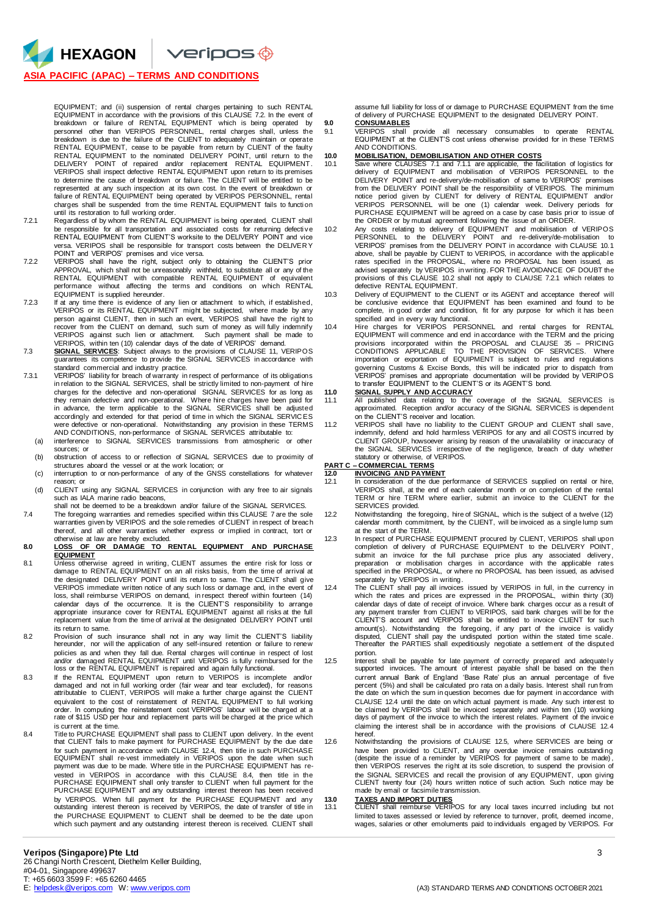EQUIPMENT; and (ii) suspension of rental charges pertaining to such RENTAL EQUIPMENT in accordance with the provisions of this CLAUSE 7.2. In the event of breakdown or failure of RENTAL EQUIPMENT which is being operated by personnel other than VERIPOS PERSONNEL, rental charges shall, unless the breakdown is due to the failure of the CLIENT to adequately maintain or operate RENTAL EQUIPMENT, cease to be payable from return by CLIENT of the faulty RENTAL EQUIPMENT to the nominated DELIVERY POINT, until return to the DELIVERY POINT of repaired and/or replacement RENTAL EQUIPMENT. VERIPOS shall inspect defective RENTAL EQUIPMENT upon return to its premises to determine the cause of breakdown or failure. The CLIENT will be entitled to be represented at any such inspection at its own cost. In the event of breakdown or failure of RENTAL EQUIPMENT being operated by VERIPOS PERSONNEL, rental charges shall be suspended from the time RENTAL EQUIPMENT fails to function until its restoration to full working order.

7.2.1 Regardless of by whom the RENTAL EQUIPMENT is being operated, CLIENT shall be responsible for all transportation and associated costs for returning defective RENTAL EQUIPMENT from CLIENT'S worksite to the DELIVERY POINT and vice versa. VERIPOS shall be responsible for transport costs between the DELIVERY POINT and VERIPOS' premises and vice versa.

7.2.2 VERIPOS shall have the right, subject only to obtaining the CLIENT'S prior APPROVAL, which shall not be unreasonably withheld, to substitute all or any of the RENTAL EQUIPMENT with compatible RENTAL EQUIPMENT of equivalent performance without affecting the terms and conditions on which RENTAL EQUIPMENT is supplied hereunder.

7.2.3 If at any time there is evidence of any lien or attachment to which, if established, VERIPOS or its RENTAL EQUIPMENT might be subjected, where made by any person against CLIENT, then in such an event, VERIPOS shall have the right to recover from the CLIENT on demand, such sum of money as will fully indemnify VERIPOS against such lien or attachment. Such payment shall be made to VERIPOS, within ten (10) calendar days of the date of VERIPOS' demand.

7.3 **SIGNAL SERVICES**: Subject always to the provisions of CLAUSE 11, VERIPOS guarantees its competence to provide the SIGNAL SERVICES in accordance with standard commercial and industry practice.

7.3.1 VERIPOS' liability for breach of warranty in respect of performance of its obligations in relation to the SIGNAL SERVICES, shall be strictly limited to non-payment of hire charges for the defective and non-operational SIGNAL SERVICES for as long as they remain defective and non-operational. Where hire charges have been paid for in advance, the term applicable to the SIGNAL SERVICES shall be adjusted accordingly and extended for that period of time in which the SIGNAL SERVICES were defective or non-operational. Notwithstanding any provision in these TERMS AND CONDITIONS, non-performance of SIGNAL SERVICES attributable to:

(a) interference to SIGNAL SERVICES transmissions from atmospheric or other sources; or

(b) obstruction of access to or reflection of SIGNAL SERVICES due to proximity of structures aboard the vessel or at the work location; or

(c) interruption to or non-performance of any of the GNSS constellations for whatever reason; or

(d) CLIENT using any SIGNAL SERVICES in conjunction with any free to air signals such as IALA marine radio beacons,

shall not be deemed to be a breakdown and/or failure of the SIGNAL SERVICES.

7.4 The foregoing warranties and remedies specified within this CLAUSE 7 are the sole warranties given by VERIPOS and the sole remedies of CLIENT in respect of breach thereof, and all other warranties whether express or implied in contract, tort or otherwise at law are hereby excluded.

## 8.0 LOSS OF OR DAMAGE TO RENTAL EQUIPMENT AND PURCHASE EQUIPMENT

8.1 Unless otherwise agreed in writing, CLIENT assumes the entire risk for loss or damage to RENTAL EQUIPMENT on an all risks basis, from the time of arrival at the designated DELIVERY POINT until its return to same. The CLIENT shall give VERIPOS immediate written notice of any such loss or damage and, in the event of loss, shall reimburse VERIPOS on demand, in respect thereof within fourteen (14) calendar days of the occurrence. It is the CLIENT'S responsibility to arrange appropriate insurance cover for RENTAL EQUIPMENT against all risks at the full replacement value from the time of arrival at the designated DELIVERY POINT until its return to same.

8.2 Provision of such insurance shall not in any way limit the CLIENT'S liability hereunder, nor will the application of any self-insured retention or failure to renew policies as and when they fall due. Rental charges will continue in respect of lost and/or damaged RENTAL EQUIPMENT until VERIPOS is fully reimbursed for the loss or the RENTAL EQUIPMENT is repaired and again fully functional.

8.3 If the RENTAL EQUIPMENT upon return to VERIPOS is incomplete and/or damaged and not in full working order (fair wear and tear excluded), for reasons attributable to CLIENT, VERIPOS will make a further charge against the CLIENT equivalent to the cost of reinstatement of RENTAL EQUIPMENT to full working order. In computing the reinstatement cost VERIPOS' labour will be charged at a rate of $115 USD per hour and replacement parts will be charged at the price which is current at the time.

8.4 Title to PURCHASE EQUIPMENT shall pass to CLIENT upon delivery. In the event that CLIENT fails to make payment for PURCHASE EQUIPMENT by the due date for such payment in accordance with CLAUSE 12.4, then title in such PURCHASE EQUIPMENT shall re-vest immediately in VERIPOS upon the date when such payment was due to be made. Where title in the PURCHASE EQUIPMENT has re-vested in VERIPOS in accordance with this CLAUSE 8.4, then title in the PURCHASE EQUIPMENT shall only transfer to CLIENT when full payment for the PURCHASE EQUIPMENT and any outstanding interest thereon has been received by VERIPOS. When full payment for the PURCHASE EQUIPMENT and any outstanding interest thereon is received by VERIPOS, the date of transfer of title in the PURCHASE EQUIPMENT to CLIENT shall be deemed to be the date upon which such payment and any outstanding interest thereon is received. CLIENT shall assume full liability for loss of or damage to PURCHASE EQUIPMENT from the time of delivery of PURCHASE EQUIPMENT to the designated DELIVERY POINT.

## 9.0 CONSUMABLES

9.1 VERIPOS shall provide all necessary consumables to operate RENTAL EQUIPMENT at the CLIENT'S cost unless otherwise provided for in these TERMS AND CONDITIONS.

## 10.0 MOBILISATION, DEMOBILISATION AND OTHER COSTS

10.1 Save where CLAUSES 7.1 and 7.1.1 are applicable, the facilitation of logistics for delivery of EQUIPMENT and mobilisation of VERIPOS PERSONNEL to the DELIVERY POINT and re-delivery/de-mobilisation of same to VERIPOS' premises from the DELIVERY POINT shall be the responsibility of VERIPOS. The minimum notice period given by CLIENT for delivery of RENTAL EQUIPMENT and/or VERIPOS PERSONNEL will be one (1) calendar week. Delivery periods for PURCHASE EQUIPMENT will be agreed on a case by case basis prior to issue of the ORDER or by mutual agreement following the issue of an ORDER.

10.2 Any costs relating to delivery of EQUIPMENT and mobilisation of VERIPOS PERSONNEL to the DELIVERY POINT and re-delivery/de-mobilisation to VERIPOS' premises from the DELIVERY POINT in accordance with CLAUSE 10.1 above, shall be payable by CLIENT to VERIPOS, in accordance with the applicable rates specified in the PROPOSAL, where no PROPOSAL has been issued, as advised separately by VERIPOS in writing. FOR THE AVOIDANCE OF DOUBT the provisions of this CLAUSE 10.2 shall not apply to CLAUSE 7.2.1 which relates to defective RENTAL EQUIPMENT.

10.3 Delivery of EQUIPMENT to the CLIENT or its AGENT and acceptance thereof will be conclusive evidence that EQUIPMENT has been examined and found to be complete, in good order and condition, fit for any purpose for which it has been specified and in every way functional.

10.4 Hire charges for VERIPOS PERSONNEL and rental charges for RENTAL EQUIPMENT will commence and end in accordance with the TERM and the pricing provisions incorporated within the PROPOSAL and CLAUSE 35 – PRICING CONDITIONS APPLICABLE TO THE PROVISION OF SERVICES. Where importation or exportation of EQUIPMENT is subject to rules and regulations governing Customs & Excise Bonds, this will be indicated prior to dispatch from VERIPOS' premises and appropriate documentation will be provided by VERIPOS to transfer EQUIPMENT to the CLIENT'S or its AGENT'S bond.

## 11.0 SIGNAL SUPPLY AND ACCURACY

11.1 All published data relating to the coverage of the SIGNAL SERVICES is approximated. Reception and/or accuracy of the SIGNAL SERVICES is dependent on the CLIENT'S receiver and location.

11.2 VERIPOS shall have no liability to the CLIENT GROUP and CLIENT shall save, indemnify, defend and hold harmless VERIPOS for any and all COSTS incurred by CLIENT GROUP, howsoever arising by reason of the unavailability or inaccuracy of the SIGNAL SERVICES irrespective of the negligence, breach of duty whether statutory or otherwise, of VERIPOS.

# PART C – COMMERCIAL TERMS

## 12.0 INVOICING AND PAYMENT

12.1 In consideration of the due performance of SERVICES supplied on rental or hire, VERIPOS shall, at the end of each calendar month or on completion of the rental TERM or hire TERM where earlier, submit an invoice to the CLIENT for the SERVICES provided.

12.2 Notwithstanding the foregoing, hire of SIGNAL, which is the subject of a twelve (12) calendar month commitment, by the CLIENT, will be invoiced as a single lump sum at the start of the TERM.

12.3 In respect of PURCHASE EQUIPMENT procured by CLIENT, VERIPOS shall upon completion of delivery of PURCHASE EQUIPMENT to the DELIVERY POINT, submit an invoice for the full purchase price plus any associated delivery, preparation or mobilisation charges in accordance with the applicable rates specified in the PROPOSAL, or where no PROPOSAL has been issued, as advised separately by VERIPOS in writing.

12.4 The CLIENT shall pay all invoices issued by VERIPOS in full, in the currency in which the rates and prices are expressed in the PROPOSAL, within thirty (30) calendar days of date of receipt of invoice. Where bank charges occur as a result of any payment transfer from CLIENT to VERIPOS, said bank charges will be for the CLIENT'S account and VERIPOS shall be entitled to invoice CLIENT for such amount(s). Notwithstanding the foregoing, if any part of the invoice is validly disputed, CLIENT shall pay the undisputed portion within the stated time scale. Thereafter the PARTIES shall expeditiously negotiate a settlement of the disputed portion.

12.5 Interest shall be payable for late payment of correctly prepared and adequately supported invoices. The amount of interest payable shall be based on the then current annual Bank of England 'Base Rate' plus an annual percentage of five percent (5%) and shall be calculated pro rata on a daily basis. Interest shall run from the date on which the sum in question becomes due for payment in accordance with CLAUSE 12.4 until the date on which actual payment is made. Any such interest to be claimed by VERIPOS shall be invoiced separately and within ten (10) working days of payment of the invoice to which the interest relates. Payment of the invoice claiming the interest shall be in accordance with the provisions of CLAUSE 12.4 hereof.

12.6 Notwithstanding the provisions of CLAUSE 12.5, where SERVICES are being or have been provided to CLIENT, and any overdue invoice remains outstanding (despite the issue of a reminder by VERIPOS for payment of same to be made), then VERIPOS reserves the right at its sole discretion, to suspend the provision of the SIGNAL SERVICES and recall the provision of any EQUIPMENT, upon giving CLIENT twenty four (24) hours written notice of such action. Such notice may be made by email or facsimile transmission.

## 13.0 TAXES AND IMPORT DUTIES

13.1 CLIENT shall reimburse VERIPOS for any local taxes incurred including but not limited to taxes assessed or levied by reference to turnover, profit, deemed income, wages, salaries or other emoluments paid to individuals engaged by VERIPOS. For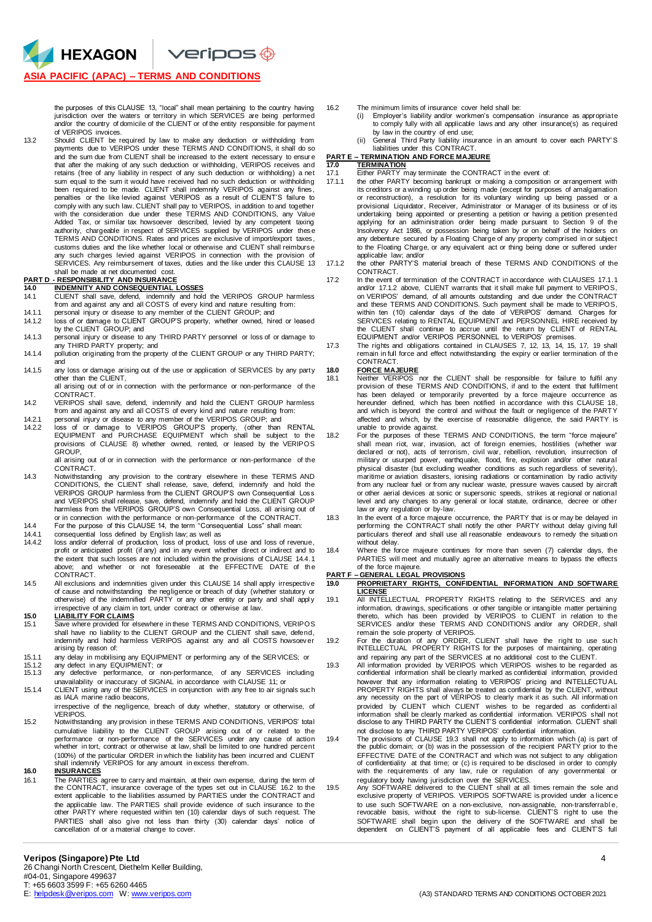the purposes of this CLAUSE 13, "local" shall mean pertaining to the country having jurisdiction over the waters or territory in which SERVICES are being performed and/or the country of domicile of the CLIENT or of the entity responsible for payment of VERIPOS invoices.

13.2 Should CLIENT be required by law to make any deduction or withholding from payments due to VERIPOS under these TERMS AND CONDITIONS, it shall do so and the sum due from CLIENT shall be increased to the extent necessary to ensure that after the making of any such deduction or withholding, VERIPOS receives and retains (free of any liability in respect of any such deduction or withholding) a net sum equal to the sum it would have received had no such deduction or withholding been required to be made. CLIENT shall indemnify VERIPOS against any fines, penalties or the like levied against VERIPOS as a result of CLIENT'S failure to comply with any such law. CLIENT shall pay to VERIPOS, in addition to and together with the consideration due under these TERMS AND CONDITIONS, any Value Added Tax, or similar tax howsoever described, levied by any competent taxing authority, chargeable in respect of SERVICES supplied by VERIPOS under these TERMS AND CONDITIONS. Rates and prices are exclusive of import/export taxes, customs duties and the like whether local or otherwise and CLIENT shall reimburse any such charges levied against VERIPOS in connection with the provision of SERVICES. Any reimbursement of taxes, duties and the like under this CLAUSE 13 shall be made at net documented cost.

## PART D - RESPONSIBILITY AND INSURANCE

### 14.0 INDEMNITY AND CONSEQUENTIAL LOSSES

14.1 CLIENT shall save, defend, indemnify and hold the VERIPOS GROUP harmless from and against any and all COSTS of every kind and nature resulting from:

14.1.1 personal injury or disease to any member of the CLIENT GROUP; and

14.1.2 loss of or damage to CLIENT GROUP'S property, whether owned, hired or leased by the CLIENT GROUP; and

14.1.3 personal injury or disease to any THIRD PARTY personnel or loss of or damage to any THIRD PARTY property; and

14.1.4 pollution originating from the property of the CLIENT GROUP or any THIRD PARTY; and

14.1.5 any loss or damage arising out of the use or application of SERVICES by any party other than the CLIENT,

all arising out of or in connection with the performance or non-performance of the CONTRACT.

14.2 VERIPOS shall save, defend, indemnify and hold the CLIENT GROUP harmless from and against any and all COSTS of every kind and nature resulting from:

14.2.1 personal injury or disease to any member of the VERIPOS GROUP; and

14.2.2 loss of or damage to VERIPOS GROUP'S property, (other than RENTAL EQUIPMENT and PURCHASE EQUIPMENT which shall be subject to the provisions of CLAUSE 8) whether owned, rented, or leased by the VERIPOS GROUP,

all arising out of or in connection with the performance or non-performance of the CONTRACT.

14.3 Notwithstanding any provision to the contrary elsewhere in these TERMS AND CONDITIONS, the CLIENT shall release, save, defend, indemnify and hold the VERIPOS GROUP harmless from the CLIENT GROUP'S own Consequential Loss and VERIPOS shall release, save, defend, indemnify and hold the CLIENT GROUP harmless from the VERIPOS GROUP'S own Consequential Loss, all arising out of or in connection with the performance or non-performance of the CONTRACT.

14.4 For the purpose of this CLAUSE 14, the term "Consequential Loss" shall mean:

14.4.1 consequential loss defined by English law; as well as

14.4.2 loss and/or deferral of production, loss of product, loss of use and loss of revenue, profit or anticipated profit (if any) and in any event whether direct or indirect and to the extent that such losses are not included within the provisions of CLAUSE 14.4.1 above; and whether or not foreseeable at the EFFECTIVE DATE of the CONTRACT.

14.5 All exclusions and indemnities given under this CLAUSE 14 shall apply irrespective of cause and notwithstanding the negligence or breach of duty (whether statutory or otherwise) of the indemnified PARTY or any other entity or party and shall apply irrespective of any claim in tort, under contract or otherwise at law.

### 15.0 LIABILITY FOR CLAIMS

15.1 Save where provided for elsewhere in these TERMS AND CONDITIONS, VERIPOS shall have no liability to the CLIENT GROUP and the CLIENT shall save, defend, indemnify and hold harmless VERIPOS against any and all COSTS howsoever arising by reason of:

15.1.1 any delay in mobilising any EQUIPMENT or performing any of the SERVICES; or

15.1.2 any defect in any EQUIPMENT; or

15.1.3 any defective performance, or non-performance, of any SERVICES including unavailability or inaccuracy of SIGNAL in accordance with CLAUSE 11; or

15.1.4 CLIENT using any of the SERVICES in conjunction with any free to air signals such as IALA marine radio beacons,

irrespective of the negligence, breach of duty whether, statutory or otherwise, of VERIPOS.

15.2 Notwithstanding any provision in these TERMS AND CONDITIONS, VERIPOS' total cumulative liability to the CLIENT GROUP arising out of or related to the performance or non-performance of the SERVICES under any cause of action whether in tort, contract or otherwise at law, shall be limited to one hundred percent (100%) of the particular ORDER in which the liability has been incurred and CLIENT shall indemnify VERIPOS for any amount in excess therefrom.

### 16.0 INSURANCES

16.1 The PARTIES agree to carry and maintain, at their own expense, during the term of the CONTRACT, insurance coverage of the types set out in CLAUSE 16.2 to the extent applicable to the liabilities assumed by PARTIES under the CONTRACT and the applicable law. The PARTIES shall provide evidence of such insurance to the other PARTY where requested within ten (10) calendar days of such request. The PARTIES shall also give not less than thirty (30) calendar days' notice of cancellation of or a material change to cover.

16.2 The minimum limits of insurance cover held shall be:

(i) Employer's liability and/or workmen's compensation insurance as appropriate to comply fully with all applicable laws and any other insurance(s) as required by law in the country of end use;

(ii) General Third Party liability insurance in an amount to cover each PARTY'S liabilities under this CONTRACT.

## PART E – TERMINATION AND FORCE MAJEURE

### 17.0 TERMINATION

17.1 Either PARTY may terminate the CONTRACT in the event of:

17.1.1 the other PARTY becoming bankrupt or making a composition or arrangement with its creditors or a winding up order being made (except for purposes of amalgamation or reconstruction), a resolution for its voluntary winding up being passed or a provisional Liquidator, Receiver, Administrator or Manager of its business or of its undertaking being appointed or presenting a petition or having a petition presented applying for an administration order being made pursuant to Section 9 of the Insolvency Act 1986, or possession being taken by or on behalf of the holders on any debenture secured by a Floating Charge of any property comprised in or subject to the Floating Charge, or any equivalent act or thing being done or suffered under applicable law; and/or

17.1.2 the other PARTY'S material breach of these TERMS AND CONDITIONS of the CONTRACT.

17.2 In the event of termination of the CONTRACT in accordance with CLAUSES 17.1.1 and/or 17.1.2 above, CLIENT warrants that it shall make full payment to VERIPOS, on VERIPOS' demand, of all amounts outstanding and due under the CONTRACT and these TERMS AND CONDITIONS. Such payment shall be made to VERIPOS, within ten (10) calendar days of the date of VERIPOS' demand. Charges for SERVICES relating to RENTAL EQUIPMENT and PERSONNEL HIRE received by the CLIENT shall continue to accrue until the return by CLIENT of RENTAL EQUIPMENT and/or VERIPOS PERSONNEL to VERIPOS' premises.

17.3 The rights and obligations contained in CLAUSES 7, 12, 13, 14, 15, 17, 19 shall remain in full force and effect notwithstanding the expiry or earlier termination of the CONTRACT.

### 18.0 FORCE MAJEURE

18.1 Neither VERIPOS nor the CLIENT shall be responsible for failure to fulfil any provision of these TERMS AND CONDITIONS, if and to the extent that fulfilment has been delayed or temporarily prevented by a force majeure occurrence as hereunder defined, which has been notified in accordance with this CLAUSE 18, and which is beyond the control and without the fault or negligence of the PARTY affected and which, by the exercise of reasonable diligence, the said PARTY is unable to provide against.

18.2 For the purposes of these TERMS AND CONDITIONS, the term "force majeure" shall mean riot, war, invasion, act of foreign enemies, hostilities (whether war declared or not), acts of terrorism, civil war, rebellion, revolution, insurrection of military or usurped power, earthquake, flood, fire, explosion and/or other natural physical disaster (but excluding weather conditions as such regardless of severity), maritime or aviation disasters, ionising radiations or contamination by radio activity from any nuclear fuel or from any nuclear waste, pressure waves caused by aircraft or other aerial devices at sonic or supersonic speeds, strikes at regional or national level and any changes to any general or local statute, ordinance, decree or other law or any regulation or by-law.

18.3 In the event of a force majeure occurrence, the PARTY that is or may be delayed in performing the CONTRACT shall notify the other PARTY without delay giving full particulars thereof and shall use all reasonable endeavours to remedy the situation without delay.

18.4 Where the force majeure continues for more than seven (7) calendar days, the PARTIES will meet and mutually agree an alternative means to bypass the effects of the force majeure.

## PART F – GENERAL LEGAL PROVISIONS

### 19.0 PROPRIETARY RIGHTS, CONFIDENTIAL INFORMATION AND SOFTWARE LICENSE

19.1 All INTELLECTUAL PROPERTY RIGHTS relating to the SERVICES and any information, drawings, specifications or other tangible or intangible matter pertaining thereto, which has been provided by VERIPOS to CLIENT in relation to the SERVICES and/or these TERMS AND CONDITIONS and/or any ORDER, shall remain the sole property of VERIPOS.

19.2 For the duration of any ORDER, CLIENT shall have the right to use such INTELLECTUAL PROPERTY RIGHTS for the purposes of maintaining, operating and repairing any part of the SERVICES at no additional cost to the CLIENT.

19.3 All information provided by VERIPOS which VERIPOS wishes to be regarded as confidential information shall be clearly marked as confidential information, provided however that any information relating to VERIPOS' pricing and INTELLECTUAL PROPERTY RIGHTS shall always be treated as confidential by the CLIENT, without any necessity on the part of VERIPOS to clearly mark it as such. All information provided by CLIENT which CLIENT wishes to be regarded as confidential information shall be clearly marked as confidential information. VERIPOS shall not disclose to any THIRD PARTY the CLIENT'S confidential information. CLIENT shall not disclose to any THIRD PARTY VERIPOS' confidential information.

19.4 The provisions of CLAUSE 19.3 shall not apply to information which (a) is part of the public domain; or (b) was in the possession of the recipient PARTY prior to the EFFECTIVE DATE of the CONTRACT and which was not subject to any obligation of confidentiality at that time; or (c) is required to be disclosed in order to comply with the requirements of any law, rule or regulation of any governmental or regulatory body having jurisdiction over the SERVICES.

19.5 Any SOFTWARE delivered to the CLIENT shall at all times remain the sole and exclusive property of VERIPOS. VERIPOS SOFTWARE is provided under a licence to use such SOFTWARE on a non-exclusive, non-assignable, non-transferrable, revocable basis, without the right to sub-license. CLIENT'S right to use the SOFTWARE shall begin upon the delivery of the SOFTWARE and shall be dependent on CLIENT'S payment of all applicable fees and CLIENT'S full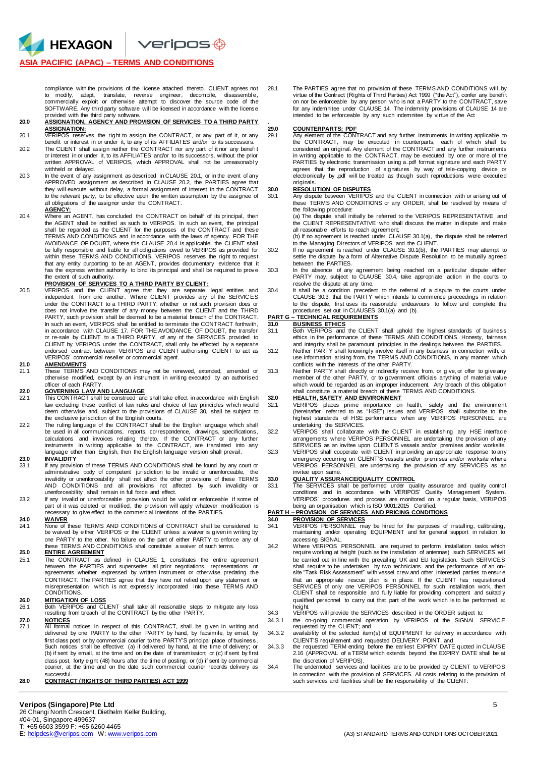compliance with the provisions of the license attached thereto. CLIENT agrees not to modify, adapt, translate, reverse engineer, decompile, disassemble, commercially exploit or otherwise attempt to discover the source code of the SOFTWARE. Any third party software will be licensed in accordance with the license provided with the third party software.

**20.0 ASSIGNATION, AGENCY AND PROVISION OF SERVICES TO A THIRD PARTY**

**ASSIGNATION:**

20.1 VERIPOS reserves the right to assign the CONTRACT, or any part of it, or any benefit or interest in or under it, to any of its AFFILIATES and/or to its successors.

20.2 The CLIENT shall assign neither the CONTRACT nor any part of it nor any benefit or interest in or under it, to its AFFILIATES and/or to its successors, without the prior written APPROVAL of VERIPOS, which APPROVAL shall not be unreasonably withheld or delayed.

20.3 In the event of any assignment as described in CLAUSE 20.1, or in the event of any APPROVED assignment as described in CLAUSE 20.2, the PARTIES agree that they will execute without delay, a formal assignment of interest in the CONTRACT to the relevant party, to be effective upon the written assumption by the assignee of all obligations of the assignor under the CONTRACT.

**AGENCY:**

20.4 Where an AGENT, has concluded the CONTRACT on behalf of its principal, then the AGENT shall be notified as such to VERIPOS. In such an event, the principal shall be regarded as the CLIENT for the purposes of the CONTRACT and these TERMS AND CONDITIONS and in accordance with the laws of agency. FOR THE AVOIDANCE OF DOUBT, where this CLAUSE 20.4 is applicable, the CLIENT shall be fully responsible and liable for all obligations owed to VERIPOS as provided for within these TERMS AND CONDITIONS. VERIPOS reserves the right to request that any entity purporting to be an AGENT, provides documentary evidence that it has the express written authority to bind its principal and shall be required to prove the extent of such authority.

**PROVISION OF SERVICES TO A THIRD PARTY BY CLIENT:**

20.5 VERIPOS and the CLIENT agree that they are separate legal entities and independent from one another. Where CLIENT provides any of the SERVICES under the CONTRACT to a THIRD PARTY, whether or not such provision does or does not involve the transfer of any money between the CLIENT and the THIRD PARTY, such provision shall be deemed to be a material breach of the CONTRACT. In such an event, VERIPOS shall be entitled to terminate the CONTRACT forthwith, in accordance with CLAUSE 17. FOR THE AVOIDANCE OF DOUBT, the transfer or re-sale by CLIENT to a THIRD PARTY, of any of the SERVICES provided to CLIENT by VERIPOS under the CONTRACT, shall only be effected by a separate endorsed contract between VERIPOS and CLIENT authorising CLIENT to act as VERIPOS' commercial reseller or commercial agent.

**21.0 AMENDMENTS**

21.1 These TERMS AND CONDITIONS may not be renewed, extended, amended or otherwise modified, except by an instrument in writing executed by an authorised officer of each PARTY.

**22.0 GOVERNING LAW AND LANGUAGE**

22.1 This CONTRACT shall be construed and shall take effect in accordance with English law excluding those conflict of law rules and choice of law principles which would deem otherwise and, subject to the provisions of CLAUSE 30, shall be subject to the exclusive jurisdiction of the English courts.

22.2 The ruling language of the CONTRACT shall be the English language which shall be used in all communications, reports, correspondence, drawings, specifications, calculations and invoices relating thereto. If the CONTRACT or any further instruments in writing applicable to the CONTRACT, are translated into any language other than English, then the English language version shall prevail.

**23.0 INVALIDITY**

23.1 If any provision of these TERMS AND CONDITIONS shall be found by any court or administrative body of competent jurisdiction to be invalid or unenforceable, the invalidity or unenforceability shall not affect the other provisions of these TERMS AND CONDITIONS and all provisions not affected by such invalidity or unenforceability shall remain in full force and effect.

23.2 If any invalid or unenforceable provision would be valid or enforceable if some of part of it was deleted or modified, the provision will apply whatever modification is necessary to give effect to the commercial intentions of the PARTIES.

**24.0 WAIVER**

24.1 None of these TERMS AND CONDITIONS of CONTRACT shall be considered to be waived by either VERIPOS or the CLIENT unless a waiver is given in writing by one PARTY to the other. No failure on the part of either PARTY to enforce any of these TERMS AND CONDITIONS shall constitute a waiver of such terms.

**25.0 ENTIRE AGREEMENT**

25.1 The CONTRACT as defined in CLAUSE 1, constitutes the entire agreement between the PARTIES and supersedes all prior negotiations, representations or agreements whether expressed by written instrument or otherwise predating the CONTRACT. The PARTIES agree that they have not relied upon any statement or misrepresentation which is not expressly incorporated into these TERMS AND CONDITIONS.

**26.0 MITIGATION OF LOSS**

26.1 Both VERIPOS and CLIENT shall take all reasonable steps to mitigate any loss resulting from breach of the CONTRACT by the other PARTY.

**27.0 NOTICES**

27.1 All formal notices in respect of this CONTRACT, shall be given in writing and delivered by one PARTY to the other PARTY by hand, by facsimile, by email, by first class post or by commercial courier to the PARTY'S principal place of business. Such notices shall be effective: (a) if delivered by hand, at the time of delivery; or (b) if sent by email, at the time and on the date of transmission; or (c) if sent by first class post, forty eight (48) hours after the time of posting; or (d) if sent by commercial courier, at the time and on the date such commercial courier records delivery as successful.

**28.0 CONTRACT (RIGHTS OF THIRD PARTIES) ACT 1999**

28.1 The PARTIES agree that no provision of these TERMS AND CONDITIONS will, by virtue of the Contract (Rights of Third Parties) Act 1999 ("the Act"), confer any benefit on nor be enforceable by any person who is not a PARTY to the CONTRACT, save for any indemnitee under CLAUSE 14. The indemnity provisions of CLAUSE 14 are intended to be enforceable by any such indemnitee by virtue of the Act

**29.0 COUNTERPARTS; PDF**

29.1 Any element of the CONTRACT and any further instruments in writing applicable to the CONTRACT, may be executed in counterparts, each of which shall be considered an original. Any element of the CONTRACT and any further instruments in writing applicable to the CONTRACT, may be executed by one or more of the PARTIES by electronic transmission using a .pdf format signature and each PARTY agrees that the reproduction of signatures by way of tele-copying device or electronically by .pdf will be treated as though such reproductions were executed originals.

**30.0 RESOLUTION OF DISPUTES**

30.1 Any dispute between VERIPOS and the CLIENT in connection with or arising out of these TERMS AND CONDITIONS or any ORDER, shall be resolved by means of the following procedure:

(a) The dispute shall initially be referred to the VERIPOS REPRESENTATIVE and the CLIENT REPRESENTATIVE who shall discuss the matter in dispute and make all reasonable efforts to reach agreement;

(b) If no agreement is reached under CLAUSE 30.1(a), the dispute shall be referred to the Managing Directors of VERIPOS and the CLIENT.

30.2 If no agreement is reached under CLAUSE 30.1(b), the PARTIES may attempt to settle the dispute by a form of Alternative Dispute Resolution to be mutually agreed between the PARTIES.

30.3 In the absence of any agreement being reached on a particular dispute either PARTY may, subject to CLAUSE 30.4, take appropriate action in the courts to resolve the dispute at any time.

30.4 It shall be a condition precedent to the referral of a dispute to the courts under CLAUSE 30.3, that the PARTY which intends to commence proceedings in relation to the dispute, first uses its reasonable endeavours to follow and complete the procedures set out in CLAUSES 30.1(a) and (b).

## PART G – TECHNICAL REQUIREMENTS

**31.0 BUSINESS ETHICS**

31.1 Both VERIPOS and the CLIENT shall uphold the highest standards of business ethics in the performance of these TERMS AND CONDITIONS. Honesty, fairness and integrity shall be paramount principles in the dealings between the PARTIES.

31.2 Neither PARTY shall knowingly involve itself in any business in connection with, or use information arising from, the TERMS AND CONDITIONS, in any manner which conflicts with the interests of the other PARTY.

31.3 Neither PARTY shall directly or indirectly receive from, or give, or offer to give any member of the other PARTY, or to government officials anything of material value which would be regarded as an improper inducement. Any breach of this obligation shall constitute a material breach of these TERMS AND CONDITIONS.

**32.0 HEALTH, SAFETY AND ENVIRONMENT**

32.1 VERIPOS places prime importance on health, safety and the environment (hereinafter referred to as "HSE") issues and VERIPOS shall subscribe to the highest standards of HSE performance when any VERIPOS PERSONNEL are undertaking the SERVICES.

32.2 VERIPOS shall collaborate with the CLIENT in establishing any HSE interface arrangements where VERIPOS PERSONNEL are undertaking the provision of any SERVICES as an invitee upon CLIENT'S vessels and/or premises and/or worksite.

32.3 VERIPOS shall cooperate with CLIENT in providing an appropriate response to any emergency occurring on CLIENT'S vessels and/or premises and/or worksite where VERIPOS PERSONNEL are undertaking the provision of any SERVICES as an invitee upon same.

**33.0 QUALITY ASSURANCE/QUALITY CONTROL**

33.1 The SERVICES shall be performed under quality assurance and quality control conditions and in accordance with VERIPOS' Quality Management System. VERIPOS' procedures and process are monitored on a regular basis, VERIPOS being an organisation which is ISO 9001:2015 Certified.

## PART H – PROVISION OF SERVICES AND PRICING CONDITIONS

**34.0 PROVISION OF SERVICES**

34.1 VERIPOS PERSONNEL may be hired for the purposes of installing, calibrating, maintaining and/or operating EQUIPMENT and for general support in relation to accessing SIGNAL.

34.2 Where VERIPOS PERSONNEL are required to perform installation tasks which require working at height (such as the installation of antennas) such SERVICES will be carried out in line with the prevailing UK and EU legislation. Such SERVICES shall require to be undertaken by two technicians and the performance of an on-site "Task Risk Assessment" with vessel crew and other interested parties to ensure that an appropriate rescue plan is in place. If the CLIENT has requisitioned SERVICES of only one VERIPOS PERSONNEL for such installation work, then CLIENT shall be responsible and fully liable for providing competent and suitably qualified personnel to carry out that part of the work which is to be performed at height.

34.3 VERIPOS will provide the SERVICES described in the ORDER subject to:

34.3.1 the on-going commercial operation by VERIPOS of the SIGNAL SERVICE requested by the CLIENT; and

34.3.2 availability of the selected item(s) of EQUIPMENT for delivery in accordance with CLIENT'S requirement and requested DELIVERY POINT, and

34.3.3 the requested TERM ending before the earliest EXPIRY DATE quoted in CLAUSE 2.16 (APPROVAL of a TERM which extends beyond the EXPIRY DATE shall be at the discretion of VERIPOS).

34.4 The undernoted services and facilities are to be provided by CLIENT to VERIPOS in connection with the provision of SERVICES. All costs relating to the provision of such services and facilities shall be the responsibility of the CLIENT: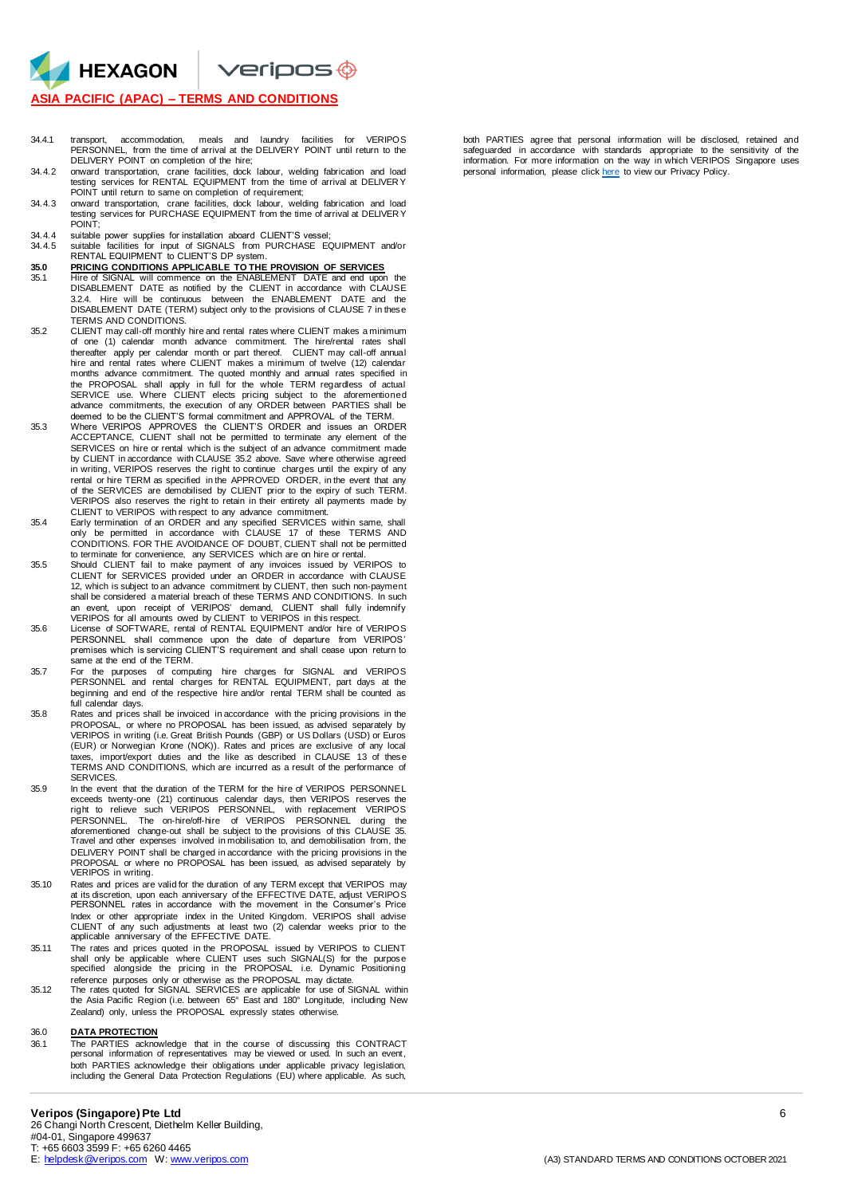34.4.1 transport, accommodation, meals and laundry facilities for VERIPOS PERSONNEL, from the time of arrival at the DELIVERY POINT until return to the DELIVERY POINT on completion of the hire;

34.4.2 onward transportation, crane facilities, dock labour, welding fabrication and load testing services for RENTAL EQUIPMENT from the time of arrival at DELIVERY POINT until return to same on completion of requirement;

34.4.3 onward transportation, crane facilities, dock labour, welding fabrication and load testing services for PURCHASE EQUIPMENT from the time of arrival at DELIVERY POINT;

34.4.4 suitable power supplies for installation aboard CLIENT'S vessel;

34.4.5 suitable facilities for input of SIGNALS from PURCHASE EQUIPMENT and/or RENTAL EQUIPMENT to CLIENT'S DP system.

**35.0 PRICING CONDITIONS APPLICABLE TO THE PROVISION OF SERVICES**

35.1 Hire of SIGNAL will commence on the ENABLEMENT DATE and end upon the DISABLEMENT DATE as notified by the CLIENT in accordance with CLAUSE 3.2.4. Hire will be continuous between the ENABLEMENT DATE and the DISABLEMENT DATE (TERM) subject only to the provisions of CLAUSE 7 in these TERMS AND CONDITIONS.

35.2 CLIENT may call-off monthly hire and rental rates where CLIENT makes a minimum of one (1) calendar month advance commitment. The hire/rental rates shall thereafter apply per calendar month or part thereof. CLIENT may call-off annual hire and rental rates where CLIENT makes a minimum of twelve (12) calendar months advance commitment. The quoted monthly and annual rates specified in the PROPOSAL shall apply in full for the whole TERM regardless of actual SERVICE use. Where CLIENT elects pricing subject to the aforementioned advance commitments, the execution of any ORDER between PARTIES shall be deemed to be the CLIENT'S formal commitment and APPROVAL of the TERM.

35.3 Where VERIPOS APPROVES the CLIENT'S ORDER and issues an ORDER ACCEPTANCE, CLIENT shall not be permitted to terminate any element of the SERVICES on hire or rental which is the subject of an advance commitment made by CLIENT in accordance with CLAUSE 35.2 above. Save where otherwise agreed in writing, VERIPOS reserves the right to continue charges until the expiry of any rental or hire TERM as specified in the APPROVED ORDER, in the event that any of the SERVICES are demobilised by CLIENT prior to the expiry of such TERM. VERIPOS also reserves the right to retain in their entirety all payments made by CLIENT to VERIPOS with respect to any advance commitment.

35.4 Early termination of an ORDER and any specified SERVICES within same, shall only be permitted in accordance with CLAUSE 17 of these TERMS AND CONDITIONS. FOR THE AVOIDANCE OF DOUBT, CLIENT shall not be permitted to terminate for convenience, any SERVICES which are on hire or rental.

35.5 Should CLIENT fail to make payment of any invoices issued by VERIPOS to CLIENT for SERVICES provided under an ORDER in accordance with CLAUSE 12, which is subject to an advance commitment by CLIENT, then such non-payment shall be considered a material breach of these TERMS AND CONDITIONS. In such an event, upon receipt of VERIPOS' demand, CLIENT shall fully indemnify VERIPOS for all amounts owed by CLIENT to VERIPOS in this respect.

35.6 License of SOFTWARE, rental of RENTAL EQUIPMENT and/or hire of VERIPOS PERSONNEL shall commence upon the date of departure from VERIPOS' premises which is servicing CLIENT'S requirement and shall cease upon return to same at the end of the TERM.

35.7 For the purposes of computing hire charges for SIGNAL and VERIPOS PERSONNEL and rental charges for RENTAL EQUIPMENT, part days at the beginning and end of the respective hire and/or rental TERM shall be counted as full calendar days.

35.8 Rates and prices shall be invoiced in accordance with the pricing provisions in the PROPOSAL, or where no PROPOSAL has been issued, as advised separately by VERIPOS in writing (i.e. Great British Pounds (GBP) or US Dollars (USD) or Euros (EUR) or Norwegian Krone (NOK)). Rates and prices are exclusive of any local taxes, import/export duties and the like as described in CLAUSE 13 of these TERMS AND CONDITIONS, which are incurred as a result of the performance of SERVICES.

35.9 In the event that the duration of the TERM for the hire of VERIPOS PERSONNEL exceeds twenty-one (21) continuous calendar days, then VERIPOS reserves the right to relieve such VERIPOS PERSONNEL, with replacement VERIPOS PERSONNEL. The on-hire/off-hire of VERIPOS PERSONNEL during the aforementioned change-out shall be subject to the provisions of this CLAUSE 35. Travel and other expenses involved in mobilisation to, and demobilisation from, the DELIVERY POINT shall be charged in accordance with the pricing provisions in the PROPOSAL or where no PROPOSAL has been issued, as advised separately by VERIPOS in writing.

35.10 Rates and prices are valid for the duration of any TERM except that VERIPOS may at its discretion, upon each anniversary of the EFFECTIVE DATE, adjust VERIPOS PERSONNEL rates in accordance with the movement in the Consumer's Price Index or other appropriate index in the United Kingdom. VERIPOS shall advise CLIENT of any such adjustments at least two (2) calendar weeks prior to the applicable anniversary of the EFFECTIVE DATE.

35.11 The rates and prices quoted in the PROPOSAL issued by VERIPOS to CLIENT shall only be applicable where CLIENT uses such SIGNAL(S) for the purpose specified alongside the pricing in the PROPOSAL i.e. Dynamic Positioning reference purposes only or otherwise as the PROPOSAL may dictate.

35.12 The rates quoted for SIGNAL SERVICES are applicable for use of SIGNAL within the Asia Pacific Region (i.e. between 65° East and 180° Longitude, including New Zealand) only, unless the PROPOSAL expressly states otherwise.

**36.0 DATA PROTECTION**

36.1 The PARTIES acknowledge that in the course of discussing this CONTRACT personal information of representatives may be viewed or used. In such an event, both PARTIES acknowledge their obligations under applicable privacy legislation, including the General Data Protection Regulations (EU) where applicable. As such, both PARTIES agree that personal information will be disclosed, retained and safeguarded in accordance with standards appropriate to the sensitivity of the information. For more information on the way in which VERIPOS Singapore uses personal information, please click here to view our Privacy Policy.